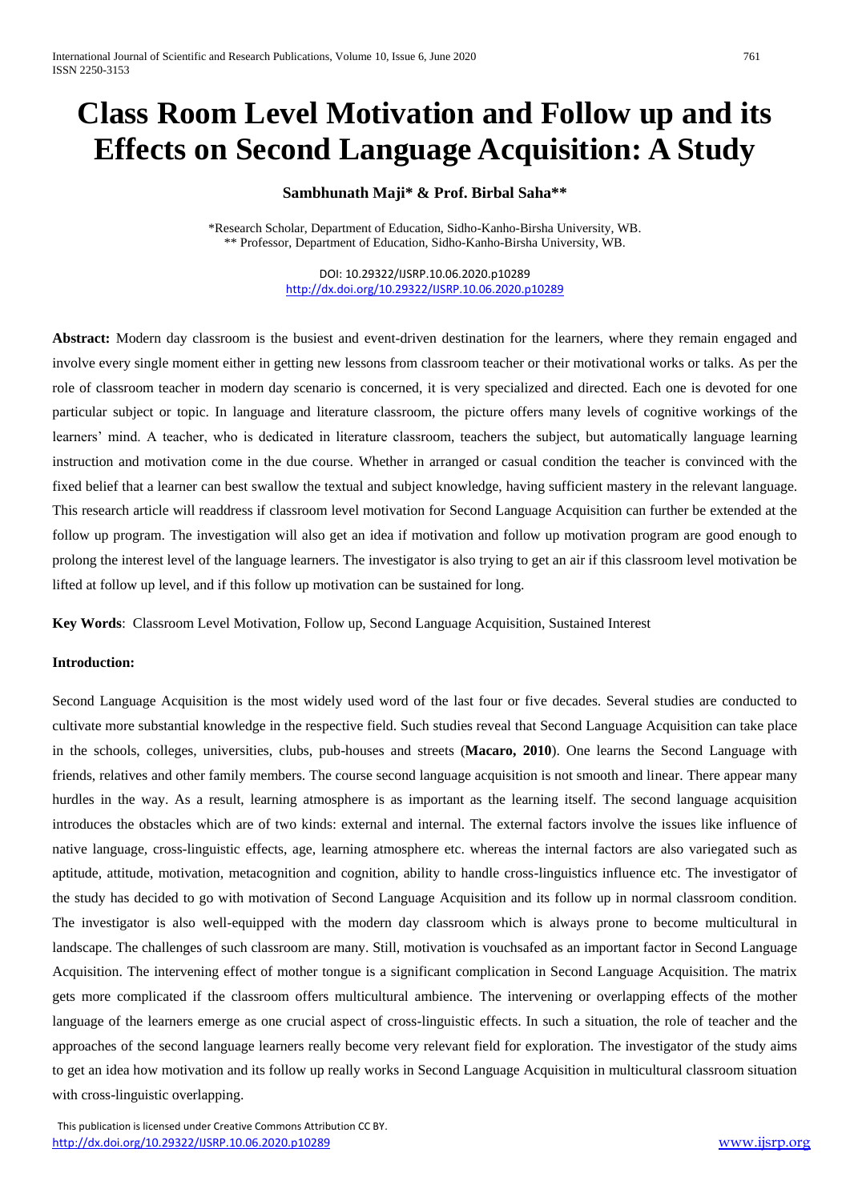# Class Room Level Motivation and Follow up and its Effects on Second Language Acquisition: A Study

**Sambhunath Maji* & Prof. Birbal Saha****

*Research Scholar, Department of Education, Sidho-Kanho-Birsha University, WB.
** Professor, Department of Education, Sidho-Kanho-Birsha University, WB.

DOI: 10.29322/IJSRP.10.06.2020.p10289
http://dx.doi.org/10.29322/IJSRP.10.06.2020.p10289

**Abstract:** Modern day classroom is the busiest and event-driven destination for the learners, where they remain engaged and involve every single moment either in getting new lessons from classroom teacher or their motivational works or talks. As per the role of classroom teacher in modern day scenario is concerned, it is very specialized and directed. Each one is devoted for one particular subject or topic. In language and literature classroom, the picture offers many levels of cognitive workings of the learners' mind. A teacher, who is dedicated in literature classroom, teachers the subject, but automatically language learning instruction and motivation come in the due course. Whether in arranged or casual condition the teacher is convinced with the fixed belief that a learner can best swallow the textual and subject knowledge, having sufficient mastery in the relevant language. This research article will readdress if classroom level motivation for Second Language Acquisition can further be extended at the follow up program. The investigation will also get an idea if motivation and follow up motivation program are good enough to prolong the interest level of the language learners. The investigator is also trying to get an air if this classroom level motivation be lifted at follow up level, and if this follow up motivation can be sustained for long.

**Key Words**: Classroom Level Motivation, Follow up, Second Language Acquisition, Sustained Interest

**Introduction:**

Second Language Acquisition is the most widely used word of the last four or five decades. Several studies are conducted to cultivate more substantial knowledge in the respective field. Such studies reveal that Second Language Acquisition can take place in the schools, colleges, universities, clubs, pub-houses and streets (**Macaro, 2010**). One learns the Second Language with friends, relatives and other family members. The course second language acquisition is not smooth and linear. There appear many hurdles in the way. As a result, learning atmosphere is as important as the learning itself. The second language acquisition introduces the obstacles which are of two kinds: external and internal. The external factors involve the issues like influence of native language, cross-linguistic effects, age, learning atmosphere etc. whereas the internal factors are also variegated such as aptitude, attitude, motivation, metacognition and cognition, ability to handle cross-linguistics influence etc. The investigator of the study has decided to go with motivation of Second Language Acquisition and its follow up in normal classroom condition. The investigator is also well-equipped with the modern day classroom which is always prone to become multicultural in landscape. The challenges of such classroom are many. Still, motivation is vouchsafed as an important factor in Second Language Acquisition. The intervening effect of mother tongue is a significant complication in Second Language Acquisition. The matrix gets more complicated if the classroom offers multicultural ambience. The intervening or overlapping effects of the mother language of the learners emerge as one crucial aspect of cross-linguistic effects. In such a situation, the role of teacher and the approaches of the second language learners really become very relevant field for exploration. The investigator of the study aims to get an idea how motivation and its follow up really works in Second Language Acquisition in multicultural classroom situation with cross-linguistic overlapping.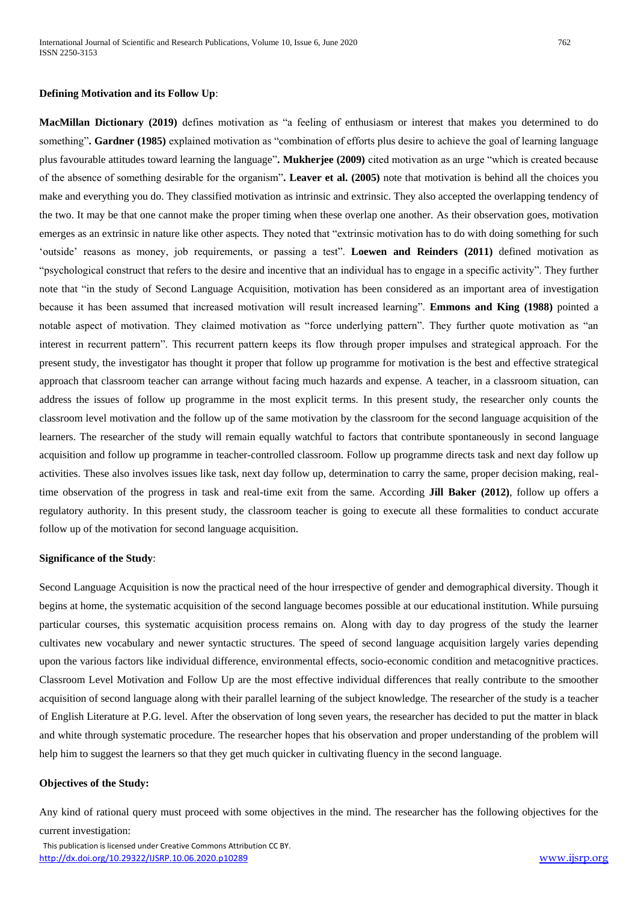**Defining Motivation and its Follow Up**:

**MacMillan Dictionary (2019)** defines motivation as "a feeling of enthusiasm or interest that makes you determined to do something"**. Gardner (1985)** explained motivation as "combination of efforts plus desire to achieve the goal of learning language plus favourable attitudes toward learning the language"**. Mukherjee (2009)** cited motivation as an urge "which is created because of the absence of something desirable for the organism"**. Leaver et al. (2005)** note that motivation is behind all the choices you make and everything you do. They classified motivation as intrinsic and extrinsic. They also accepted the overlapping tendency of the two. It may be that one cannot make the proper timing when these overlap one another. As their observation goes, motivation emerges as an extrinsic in nature like other aspects. They noted that "extrinsic motivation has to do with doing something for such 'outside' reasons as money, job requirements, or passing a test". **Loewen and Reinders (2011)** defined motivation as "psychological construct that refers to the desire and incentive that an individual has to engage in a specific activity". They further note that "in the study of Second Language Acquisition, motivation has been considered as an important area of investigation because it has been assumed that increased motivation will result increased learning". **Emmons and King (1988)** pointed a notable aspect of motivation. They claimed motivation as "force underlying pattern". They further quote motivation as "an interest in recurrent pattern". This recurrent pattern keeps its flow through proper impulses and strategical approach. For the present study, the investigator has thought it proper that follow up programme for motivation is the best and effective strategical approach that classroom teacher can arrange without facing much hazards and expense. A teacher, in a classroom situation, can address the issues of follow up programme in the most explicit terms. In this present study, the researcher only counts the classroom level motivation and the follow up of the same motivation by the classroom for the second language acquisition of the learners. The researcher of the study will remain equally watchful to factors that contribute spontaneously in second language acquisition and follow up programme in teacher-controlled classroom. Follow up programme directs task and next day follow up activities. These also involves issues like task, next day follow up, determination to carry the same, proper decision making, real-time observation of the progress in task and real-time exit from the same. According **Jill Baker (2012)**, follow up offers a regulatory authority. In this present study, the classroom teacher is going to execute all these formalities to conduct accurate follow up of the motivation for second language acquisition.

**Significance of the Study**:

Second Language Acquisition is now the practical need of the hour irrespective of gender and demographical diversity. Though it begins at home, the systematic acquisition of the second language becomes possible at our educational institution. While pursuing particular courses, this systematic acquisition process remains on. Along with day to day progress of the study the learner cultivates new vocabulary and newer syntactic structures. The speed of second language acquisition largely varies depending upon the various factors like individual difference, environmental effects, socio-economic condition and metacognitive practices. Classroom Level Motivation and Follow Up are the most effective individual differences that really contribute to the smoother acquisition of second language along with their parallel learning of the subject knowledge. The researcher of the study is a teacher of English Literature at P.G. level. After the observation of long seven years, the researcher has decided to put the matter in black and white through systematic procedure. The researcher hopes that his observation and proper understanding of the problem will help him to suggest the learners so that they get much quicker in cultivating fluency in the second language.

**Objectives of the Study:**

Any kind of rational query must proceed with some objectives in the mind. The researcher has the following objectives for the current investigation: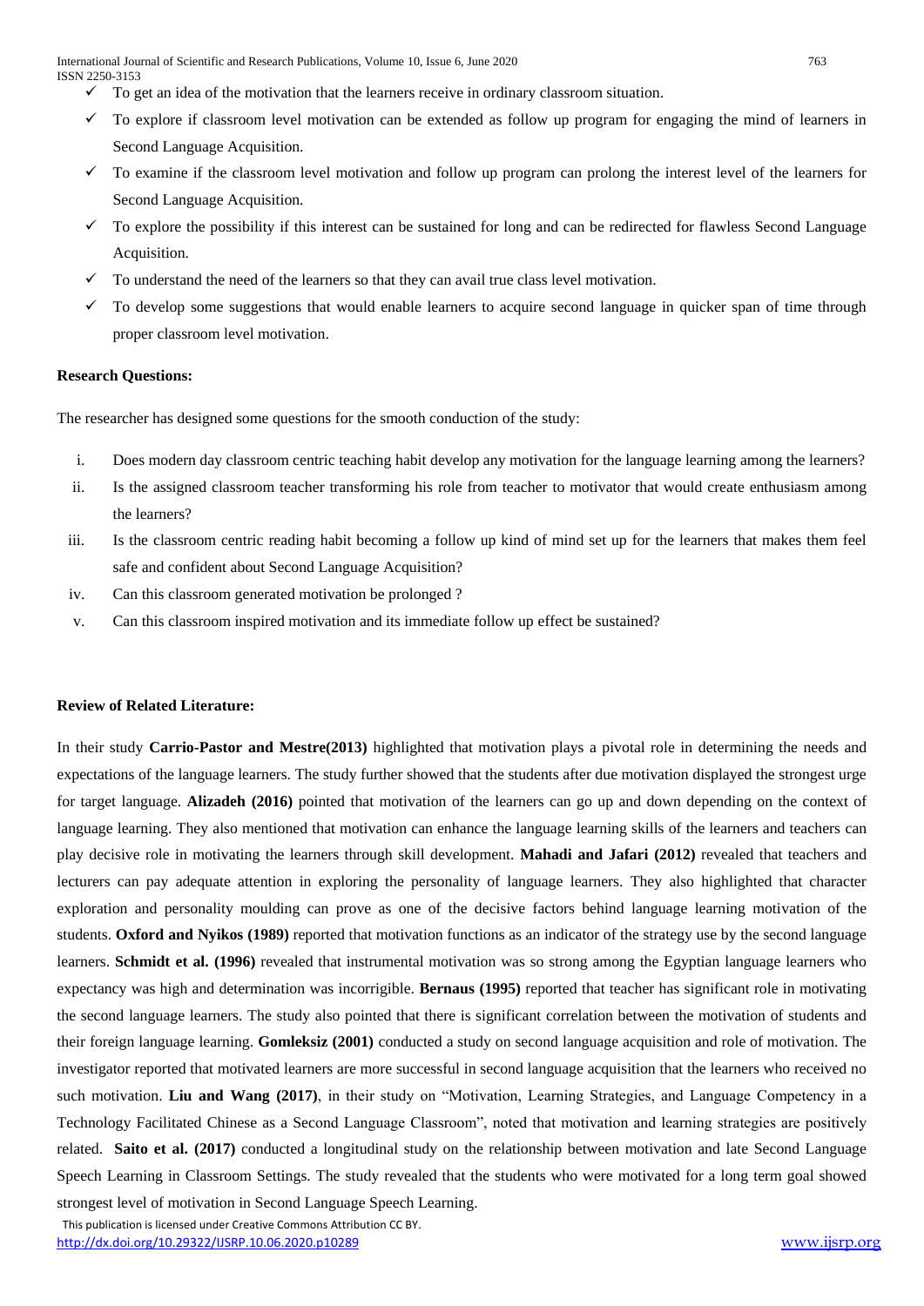- To get an idea of the motivation that the learners receive in ordinary classroom situation.
- To explore if classroom level motivation can be extended as follow up program for engaging the mind of learners in Second Language Acquisition.
- To examine if the classroom level motivation and follow up program can prolong the interest level of the learners for Second Language Acquisition.
- To explore the possibility if this interest can be sustained for long and can be redirected for flawless Second Language Acquisition.
- To understand the need of the learners so that they can avail true class level motivation.
- To develop some suggestions that would enable learners to acquire second language in quicker span of time through proper classroom level motivation.

**Research Questions:**

The researcher has designed some questions for the smooth conduction of the study:

i. Does modern day classroom centric teaching habit develop any motivation for the language learning among the learners?
ii. Is the assigned classroom teacher transforming his role from teacher to motivator that would create enthusiasm among the learners?
iii. Is the classroom centric reading habit becoming a follow up kind of mind set up for the learners that makes them feel safe and confident about Second Language Acquisition?
iv. Can this classroom generated motivation be prolonged ?
v. Can this classroom inspired motivation and its immediate follow up effect be sustained?

**Review of Related Literature:**

In their study **Carrio-Pastor and Mestre(2013)** highlighted that motivation plays a pivotal role in determining the needs and expectations of the language learners. The study further showed that the students after due motivation displayed the strongest urge for target language. **Alizadeh (2016)** pointed that motivation of the learners can go up and down depending on the context of language learning. They also mentioned that motivation can enhance the language learning skills of the learners and teachers can play decisive role in motivating the learners through skill development. **Mahadi and Jafari (2012)** revealed that teachers and lecturers can pay adequate attention in exploring the personality of language learners. They also highlighted that character exploration and personality moulding can prove as one of the decisive factors behind language learning motivation of the students. **Oxford and Nyikos (1989)** reported that motivation functions as an indicator of the strategy use by the second language learners. **Schmidt et al. (1996)** revealed that instrumental motivation was so strong among the Egyptian language learners who expectancy was high and determination was incorrigible. **Bernaus (1995)** reported that teacher has significant role in motivating the second language learners. The study also pointed that there is significant correlation between the motivation of students and their foreign language learning. **Gomleksiz (2001)** conducted a study on second language acquisition and role of motivation. The investigator reported that motivated learners are more successful in second language acquisition that the learners who received no such motivation. **Liu and Wang (2017)**, in their study on "Motivation, Learning Strategies, and Language Competency in a Technology Facilitated Chinese as a Second Language Classroom", noted that motivation and learning strategies are positively related. **Saito et al. (2017)** conducted a longitudinal study on the relationship between motivation and late Second Language Speech Learning in Classroom Settings. The study revealed that the students who were motivated for a long term goal showed strongest level of motivation in Second Language Speech Learning.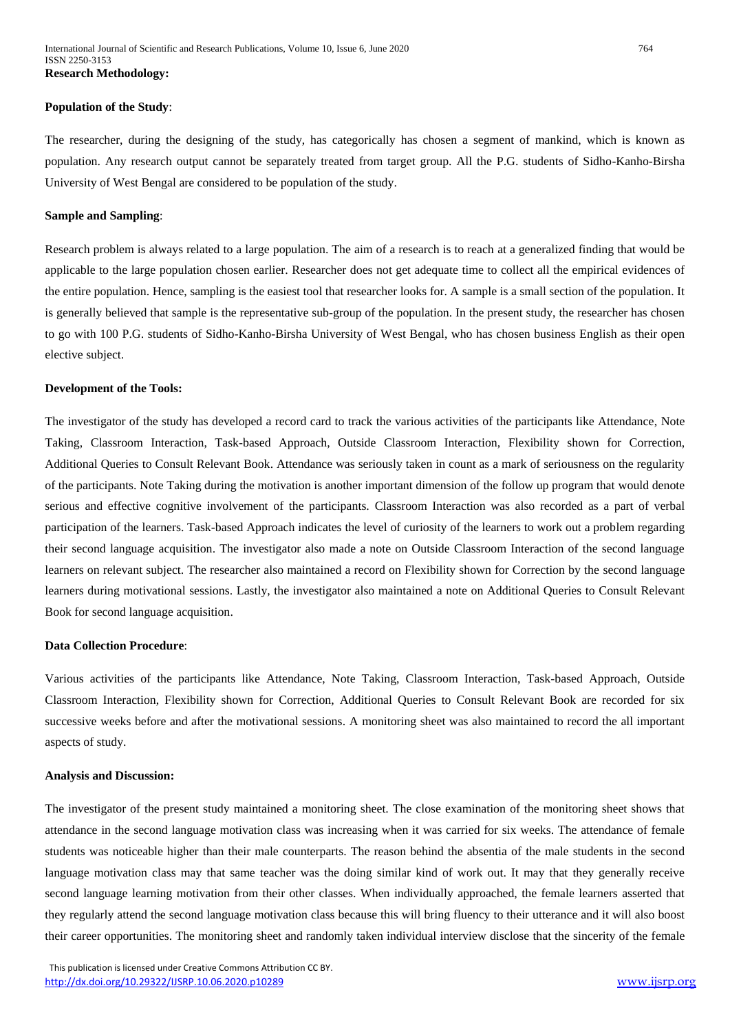**Research Methodology:**

**Population of the Study**:

The researcher, during the designing of the study, has categorically has chosen a segment of mankind, which is known as population. Any research output cannot be separately treated from target group. All the P.G. students of Sidho-Kanho-Birsha University of West Bengal are considered to be population of the study.

**Sample and Sampling**:

Research problem is always related to a large population. The aim of a research is to reach at a generalized finding that would be applicable to the large population chosen earlier. Researcher does not get adequate time to collect all the empirical evidences of the entire population. Hence, sampling is the easiest tool that researcher looks for. A sample is a small section of the population. It is generally believed that sample is the representative sub-group of the population. In the present study, the researcher has chosen to go with 100 P.G. students of Sidho-Kanho-Birsha University of West Bengal, who has chosen business English as their open elective subject.

**Development of the Tools:**

The investigator of the study has developed a record card to track the various activities of the participants like Attendance, Note Taking, Classroom Interaction, Task-based Approach, Outside Classroom Interaction, Flexibility shown for Correction, Additional Queries to Consult Relevant Book. Attendance was seriously taken in count as a mark of seriousness on the regularity of the participants. Note Taking during the motivation is another important dimension of the follow up program that would denote serious and effective cognitive involvement of the participants. Classroom Interaction was also recorded as a part of verbal participation of the learners. Task-based Approach indicates the level of curiosity of the learners to work out a problem regarding their second language acquisition. The investigator also made a note on Outside Classroom Interaction of the second language learners on relevant subject. The researcher also maintained a record on Flexibility shown for Correction by the second language learners during motivational sessions. Lastly, the investigator also maintained a note on Additional Queries to Consult Relevant Book for second language acquisition.

**Data Collection Procedure**:

Various activities of the participants like Attendance, Note Taking, Classroom Interaction, Task-based Approach, Outside Classroom Interaction, Flexibility shown for Correction, Additional Queries to Consult Relevant Book are recorded for six successive weeks before and after the motivational sessions. A monitoring sheet was also maintained to record the all important aspects of study.

**Analysis and Discussion:**

The investigator of the present study maintained a monitoring sheet. The close examination of the monitoring sheet shows that attendance in the second language motivation class was increasing when it was carried for six weeks. The attendance of female students was noticeable higher than their male counterparts. The reason behind the absentia of the male students in the second language motivation class may that same teacher was the doing similar kind of work out. It may that they generally receive second language learning motivation from their other classes. When individually approached, the female learners asserted that they regularly attend the second language motivation class because this will bring fluency to their utterance and it will also boost their career opportunities. The monitoring sheet and randomly taken individual interview disclose that the sincerity of the female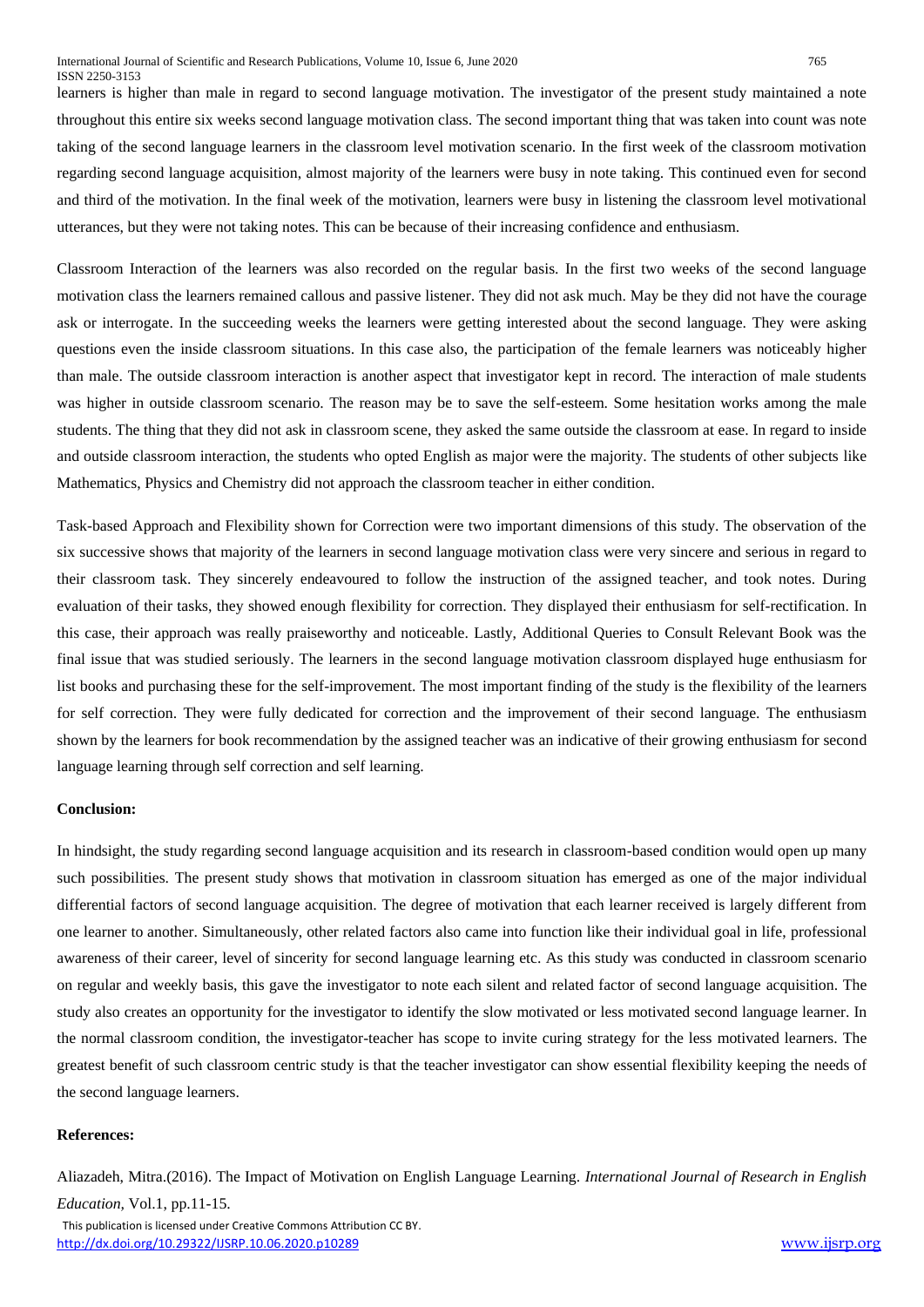learners is higher than male in regard to second language motivation. The investigator of the present study maintained a note throughout this entire six weeks second language motivation class. The second important thing that was taken into count was note taking of the second language learners in the classroom level motivation scenario. In the first week of the classroom motivation regarding second language acquisition, almost majority of the learners were busy in note taking. This continued even for second and third of the motivation. In the final week of the motivation, learners were busy in listening the classroom level motivational utterances, but they were not taking notes. This can be because of their increasing confidence and enthusiasm.

Classroom Interaction of the learners was also recorded on the regular basis. In the first two weeks of the second language motivation class the learners remained callous and passive listener. They did not ask much. May be they did not have the courage ask or interrogate. In the succeeding weeks the learners were getting interested about the second language. They were asking questions even the inside classroom situations. In this case also, the participation of the female learners was noticeably higher than male. The outside classroom interaction is another aspect that investigator kept in record. The interaction of male students was higher in outside classroom scenario. The reason may be to save the self-esteem. Some hesitation works among the male students. The thing that they did not ask in classroom scene, they asked the same outside the classroom at ease. In regard to inside and outside classroom interaction, the students who opted English as major were the majority. The students of other subjects like Mathematics, Physics and Chemistry did not approach the classroom teacher in either condition.

Task-based Approach and Flexibility shown for Correction were two important dimensions of this study. The observation of the six successive shows that majority of the learners in second language motivation class were very sincere and serious in regard to their classroom task. They sincerely endeavoured to follow the instruction of the assigned teacher, and took notes. During evaluation of their tasks, they showed enough flexibility for correction. They displayed their enthusiasm for self-rectification. In this case, their approach was really praiseworthy and noticeable. Lastly, Additional Queries to Consult Relevant Book was the final issue that was studied seriously. The learners in the second language motivation classroom displayed huge enthusiasm for list books and purchasing these for the self-improvement. The most important finding of the study is the flexibility of the learners for self correction. They were fully dedicated for correction and the improvement of their second language. The enthusiasm shown by the learners for book recommendation by the assigned teacher was an indicative of their growing enthusiasm for second language learning through self correction and self learning.

**Conclusion:**

In hindsight, the study regarding second language acquisition and its research in classroom-based condition would open up many such possibilities. The present study shows that motivation in classroom situation has emerged as one of the major individual differential factors of second language acquisition. The degree of motivation that each learner received is largely different from one learner to another. Simultaneously, other related factors also came into function like their individual goal in life, professional awareness of their career, level of sincerity for second language learning etc. As this study was conducted in classroom scenario on regular and weekly basis, this gave the investigator to note each silent and related factor of second language acquisition. The study also creates an opportunity for the investigator to identify the slow motivated or less motivated second language learner. In the normal classroom condition, the investigator-teacher has scope to invite curing strategy for the less motivated learners. The greatest benefit of such classroom centric study is that the teacher investigator can show essential flexibility keeping the needs of the second language learners.

**References:**

Aliazadeh, Mitra.(2016). The Impact of Motivation on English Language Learning. *International Journal of Research in English Education*, Vol.1, pp.11-15.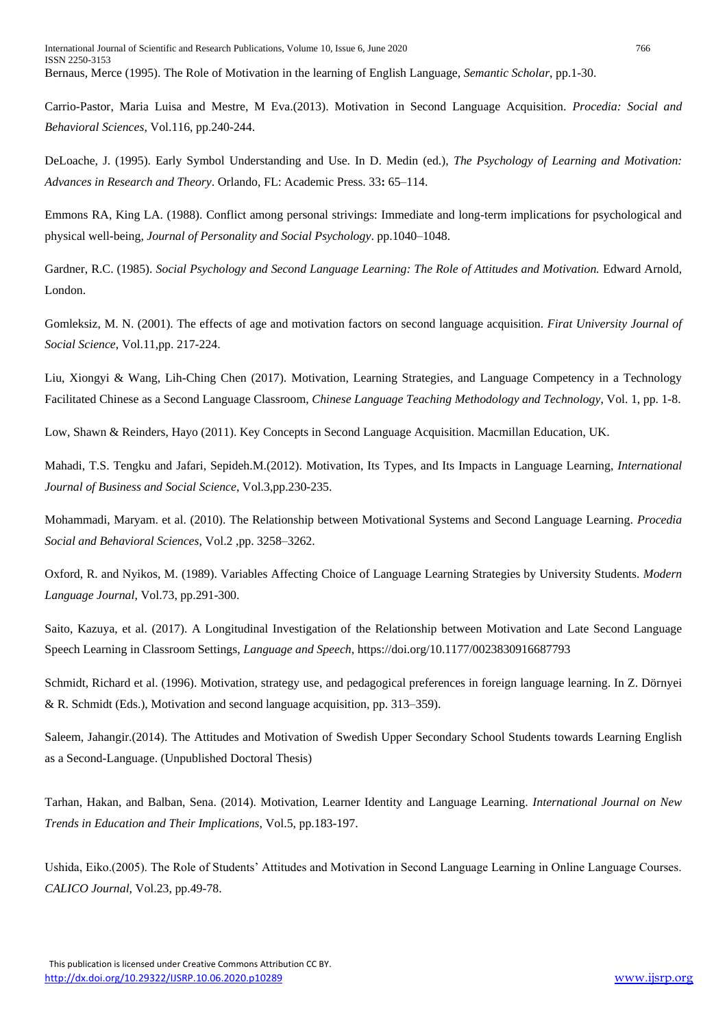Bernaus, Merce (1995). The Role of Motivation in the learning of English Language, *Semantic Scholar*, pp.1-30.

Carrio-Pastor, Maria Luisa and Mestre, M Eva.(2013). Motivation in Second Language Acquisition. *Procedia: Social and Behavioral Sciences*, Vol.116, pp.240-244.

DeLoache, J. (1995). Early Symbol Understanding and Use. In D. Medin (ed.), *The Psychology of Learning and Motivation: Advances in Research and Theory*. Orlando, FL: Academic Press. 33**:** 65–114.

Emmons RA, King LA. (1988). Conflict among personal strivings: Immediate and long-term implications for psychological and physical well-being, *Journal of Personality and Social Psychology*. pp.1040–1048.

Gardner, R.C. (1985). *Social Psychology and Second Language Learning: The Role of Attitudes and Motivation.* Edward Arnold, London.

Gomleksiz, M. N. (2001). The effects of age and motivation factors on second language acquisition. *Firat University Journal of Social Science*, Vol.11,pp. 217-224.

Liu, Xiongyi & Wang, Lih-Ching Chen (2017). Motivation, Learning Strategies, and Language Competency in a Technology Facilitated Chinese as a Second Language Classroom, *Chinese Language Teaching Methodology and Technology*, Vol. 1, pp. 1-8.

Low, Shawn & Reinders, Hayo (2011). Key Concepts in Second Language Acquisition. Macmillan Education, UK.

Mahadi, T.S. Tengku and Jafari, Sepideh.M.(2012). Motivation, Its Types, and Its Impacts in Language Learning, *International Journal of Business and Social Science*, Vol.3,pp.230-235.

Mohammadi, Maryam. et al. (2010). The Relationship between Motivational Systems and Second Language Learning. *Procedia Social and Behavioral Sciences*, Vol.2 ,pp. 3258–3262.

Oxford, R. and Nyikos, M. (1989). Variables Affecting Choice of Language Learning Strategies by University Students. *Modern Language Journal*, Vol.73, pp.291-300.

Saito, Kazuya, et al. (2017). A Longitudinal Investigation of the Relationship between Motivation and Late Second Language Speech Learning in Classroom Settings, *Language and Speech*, https://doi.org/10.1177/0023830916687793

Schmidt, Richard et al. (1996). Motivation, strategy use, and pedagogical preferences in foreign language learning. In Z. Dörnyei & R. Schmidt (Eds.), Motivation and second language acquisition, pp. 313–359).

Saleem, Jahangir.(2014). The Attitudes and Motivation of Swedish Upper Secondary School Students towards Learning English as a Second-Language. (Unpublished Doctoral Thesis)

Tarhan, Hakan, and Balban, Sena. (2014). Motivation, Learner Identity and Language Learning. *International Journal on New Trends in Education and Their Implications*, Vol.5, pp.183-197.

Ushida, Eiko.(2005). The Role of Students' Attitudes and Motivation in Second Language Learning in Online Language Courses. *CALICO Journal*, Vol.23, pp.49-78.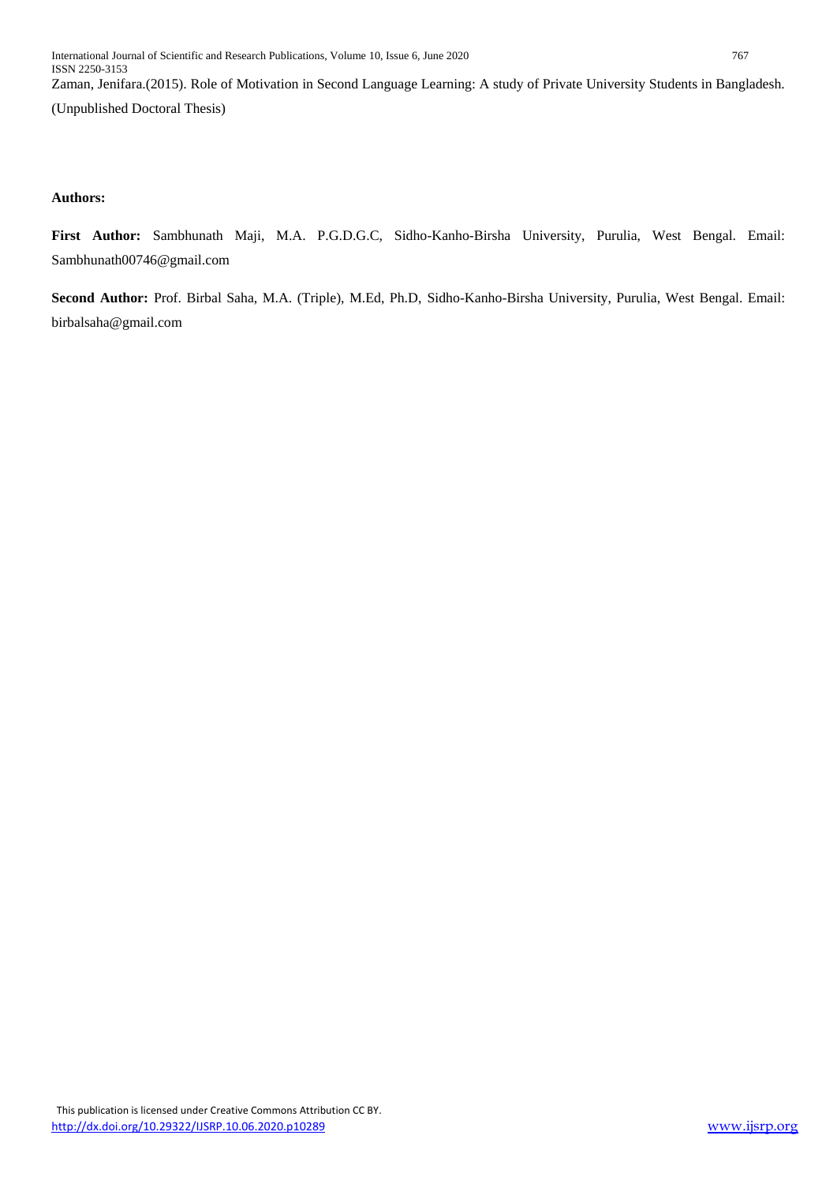Zaman, Jenifara.(2015). Role of Motivation in Second Language Learning: A study of Private University Students in Bangladesh. (Unpublished Doctoral Thesis)

**Authors:**

**First Author:** Sambhunath Maji, M.A. P.G.D.G.C, Sidho-Kanho-Birsha University, Purulia, West Bengal. Email: Sambhunath00746@gmail.com

**Second Author:** Prof. Birbal Saha, M.A. (Triple), M.Ed, Ph.D, Sidho-Kanho-Birsha University, Purulia, West Bengal. Email: birbalsaha@gmail.com